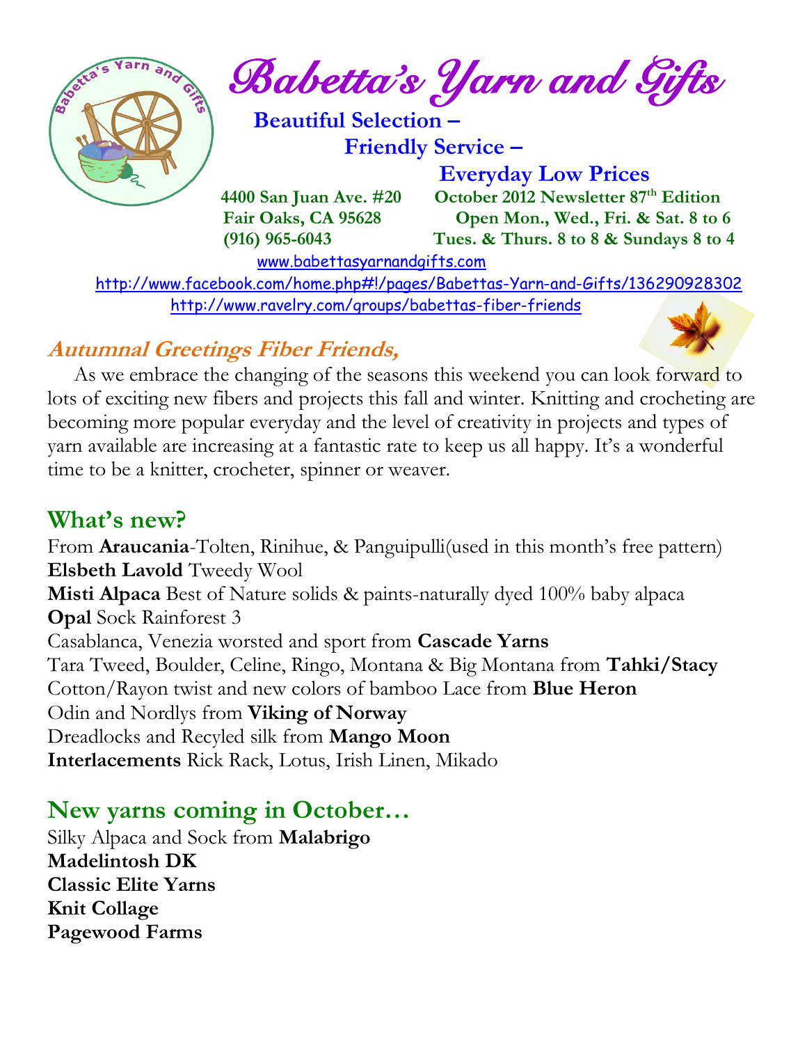# Babetta's Yarn and Gifts

**Beautiful Selection –**
**Friendly Service –**
**Everyday Low Prices**

**4400 San Juan Ave. #20**
**Fair Oaks, CA 95628**
**(916) 965-6043**

**October 2012 Newsletter 87th Edition**
**Open Mon., Wed., Fri. & Sat. 8 to 6**
**Tues. & Thurs. 8 to 8 & Sundays 8 to 4**

www.babettasyarnandgifts.com
http://www.facebook.com/home.php#!/pages/Babettas-Yarn-and-Gifts/136290928302
http://www.ravelry.com/groups/babettas-fiber-friends

## Autumnal Greetings Fiber Friends,

As we embrace the changing of the seasons this weekend you can look forward to lots of exciting new fibers and projects this fall and winter. Knitting and crocheting are becoming more popular everyday and the level of creativity in projects and types of yarn available are increasing at a fantastic rate to keep us all happy. It's a wonderful time to be a knitter, crocheter, spinner or weaver.

## What's new?

From **Araucania**-Tolten, Rinihue, & Panguipulli(used in this month's free pattern)
**Elsbeth Lavold** Tweedy Wool
**Misti Alpaca** Best of Nature solids & paints-naturally dyed 100% baby alpaca
**Opal** Sock Rainforest 3
Casablanca, Venezia worsted and sport from **Cascade Yarns**
Tara Tweed, Boulder, Celine, Ringo, Montana & Big Montana from **Tahki/Stacy**
Cotton/Rayon twist and new colors of bamboo Lace from **Blue Heron**
Odin and Nordlys from **Viking of Norway**
Dreadlocks and Recyled silk from **Mango Moon**
**Interlacements** Rick Rack, Lotus, Irish Linen, Mikado

## New yarns coming in October…

Silky Alpaca and Sock from **Malabrigo**
**Madelintosh DK**
**Classic Elite Yarns**
**Knit Collage**
**Pagewood Farms**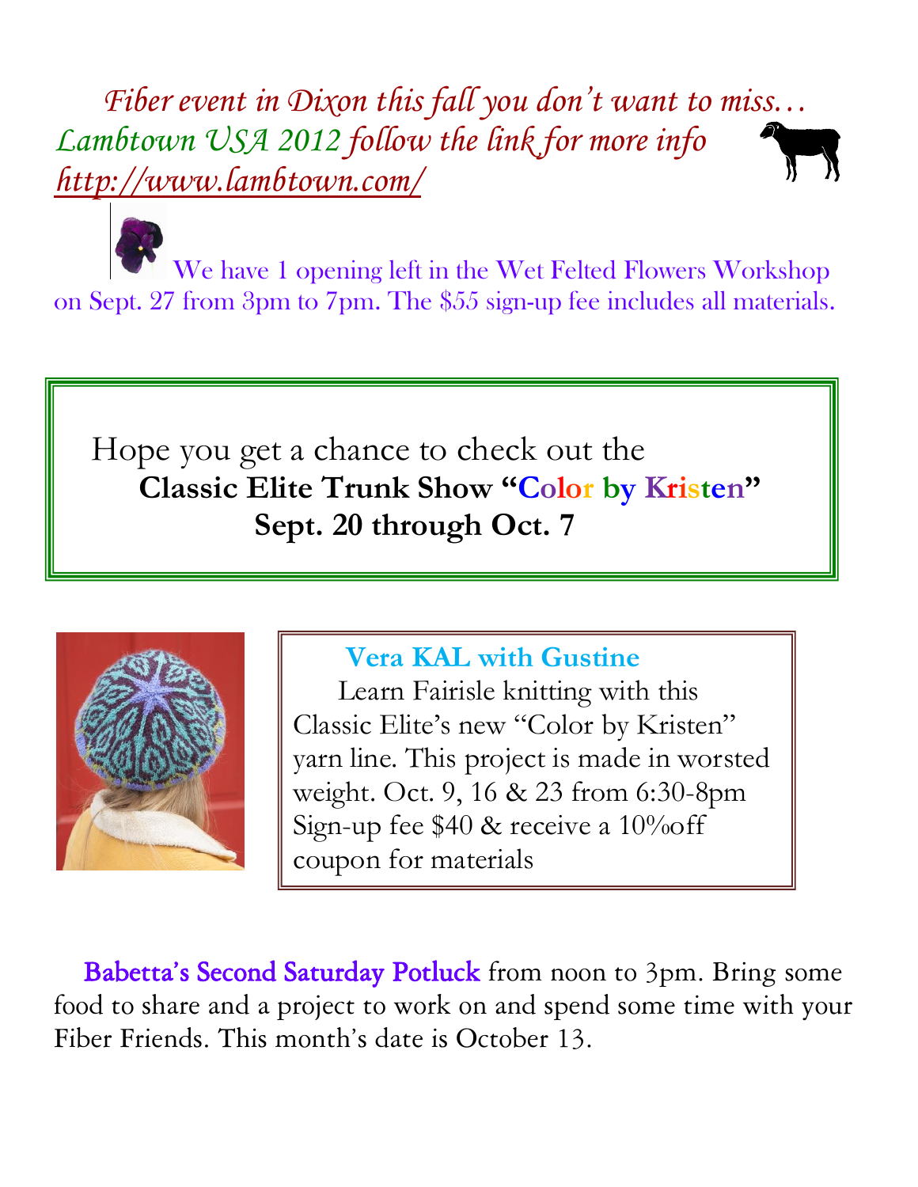*Fiber event in Dixon this fall you don't want to miss…*
*Lambtown USA 2012 follow the link for more info*
*http://www.lambtown.com/*

We have 1 opening left in the Wet Felted Flowers Workshop on Sept. 27 from 3pm to 7pm. The $55 sign-up fee includes all materials.

Hope you get a chance to check out the
**Classic Elite Trunk Show "Color by Kristen"**
**Sept. 20 through Oct. 7**

**Vera KAL with Gustine**

Learn Fairisle knitting with this Classic Elite's new "Color by Kristen" yarn line. This project is made in worsted weight. Oct. 9, 16 & 23 from 6:30-8pm Sign-up fee $40 & receive a 10%off coupon for materials

Babetta's Second Saturday Potluck from noon to 3pm. Bring some food to share and a project to work on and spend some time with your Fiber Friends. This month's date is October 13.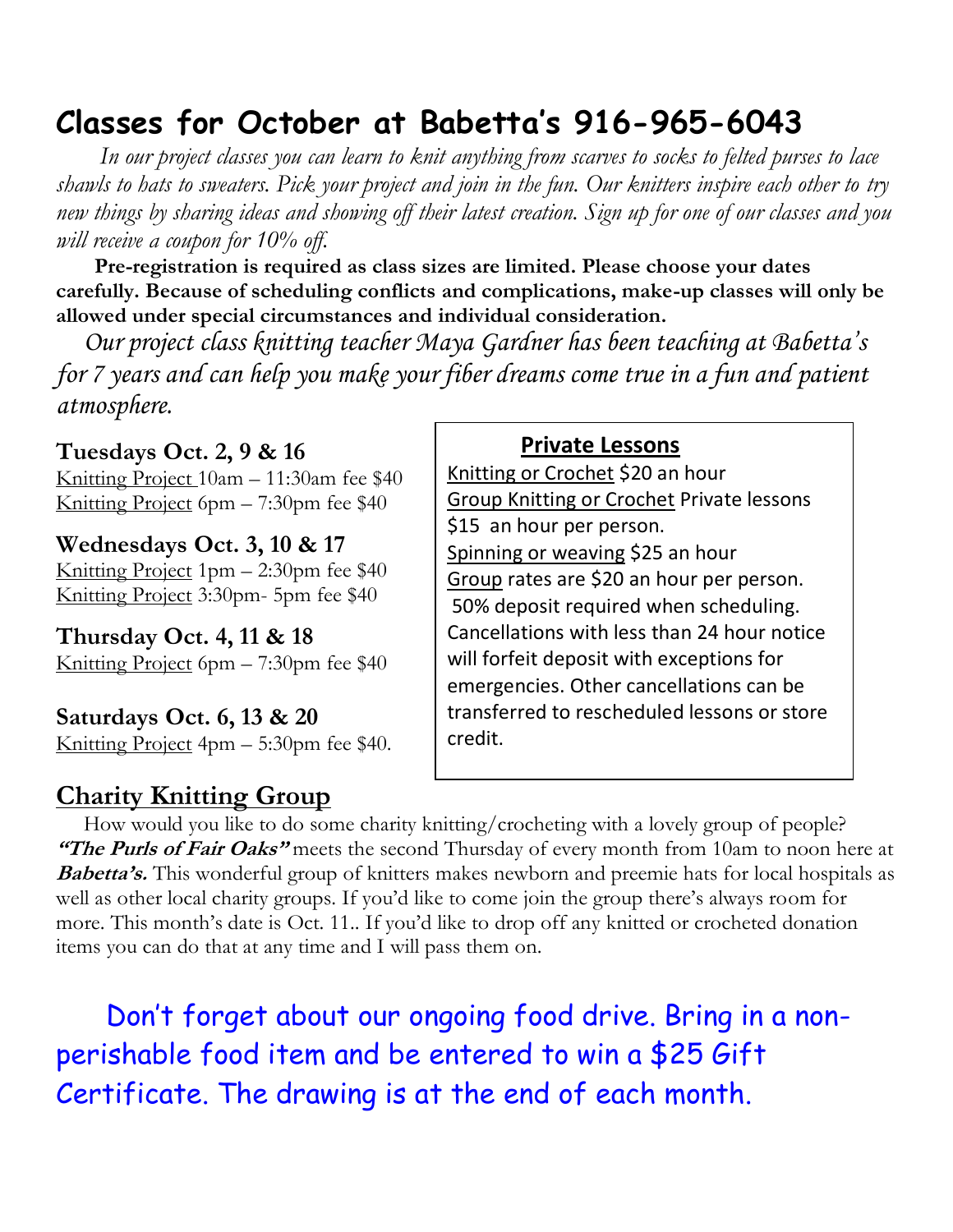# Classes for October at Babetta's 916-965-6043

*In our project classes you can learn to knit anything from scarves to socks to felted purses to lace shawls to hats to sweaters. Pick your project and join in the fun. Our knitters inspire each other to try new things by sharing ideas and showing off their latest creation. Sign up for one of our classes and you will receive a coupon for 10% off.*

**Pre-registration is required as class sizes are limited. Please choose your dates carefully. Because of scheduling conflicts and complications, make-up classes will only be allowed under special circumstances and individual consideration.**

*Our project class knitting teacher Maya Gardner has been teaching at Babetta's for 7 years and can help you make your fiber dreams come true in a fun and patient atmosphere.*

**Tuesdays Oct. 2, 9 & 16**
Knitting Project 10am – 11:30am fee $40
Knitting Project 6pm – 7:30pm fee $40

**Wednesdays Oct. 3, 10 & 17**
Knitting Project 1pm – 2:30pm fee $40
Knitting Project 3:30pm- 5pm fee $40

**Thursday Oct. 4, 11 & 18**
Knitting Project 6pm – 7:30pm fee $40

**Saturdays Oct. 6, 13 & 20**
Knitting Project 4pm – 5:30pm fee $40.

## Private Lessons

Knitting or Crochet $20 an hour
Group Knitting or Crochet Private lessons $15 an hour per person.
Spinning or weaving $25 an hour
Group rates are $20 an hour per person.
50% deposit required when scheduling. Cancellations with less than 24 hour notice will forfeit deposit with exceptions for emergencies. Other cancellations can be transferred to rescheduled lessons or store credit.

## Charity Knitting Group

How would you like to do some charity knitting/crocheting with a lovely group of people? ***"The Purls of Fair Oaks"*** meets the second Thursday of every month from 10am to noon here at ***Babetta's.*** This wonderful group of knitters makes newborn and preemie hats for local hospitals as well as other local charity groups. If you'd like to come join the group there's always room for more. This month's date is Oct. 11.. If you'd like to drop off any knitted or crocheted donation items you can do that at any time and I will pass them on.

Don't forget about our ongoing food drive. Bring in a non-perishable food item and be entered to win a $25 Gift Certificate. The drawing is at the end of each month.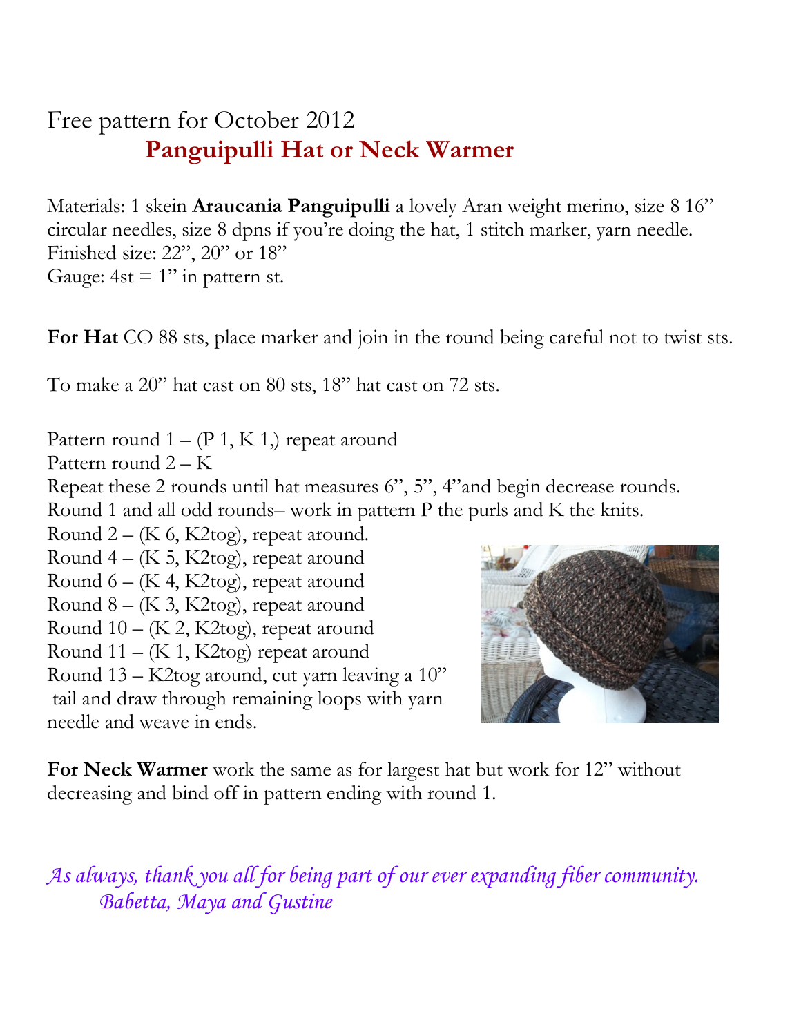Free pattern for October 2012

## Panguipulli Hat or Neck Warmer

Materials: 1 skein **Araucania Panguipulli** a lovely Aran weight merino, size 8 16" circular needles, size 8 dpns if you're doing the hat, 1 stitch marker, yarn needle.
Finished size: 22", 20" or 18"
Gauge: 4st = 1" in pattern st.

**For Hat** CO 88 sts, place marker and join in the round being careful not to twist sts.

To make a 20" hat cast on 80 sts, 18" hat cast on 72 sts.

Pattern round 1 – (P 1, K 1,) repeat around
Pattern round 2 – K
Repeat these 2 rounds until hat measures 6", 5", 4"and begin decrease rounds.
Round 1 and all odd rounds– work in pattern P the purls and K the knits.
Round 2 – (K 6, K2tog), repeat around.
Round 4 – (K 5, K2tog), repeat around
Round 6 – (K 4, K2tog), repeat around
Round 8 – (K 3, K2tog), repeat around
Round 10 – (K 2, K2tog), repeat around
Round 11 – (K 1, K2tog) repeat around
Round 13 – K2tog around, cut yarn leaving a 10" tail and draw through remaining loops with yarn needle and weave in ends.

**For Neck Warmer** work the same as for largest hat but work for 12" without decreasing and bind off in pattern ending with round 1.

*As always, thank you all for being part of our ever expanding fiber community.*
*Babetta, Maya and Gustine*